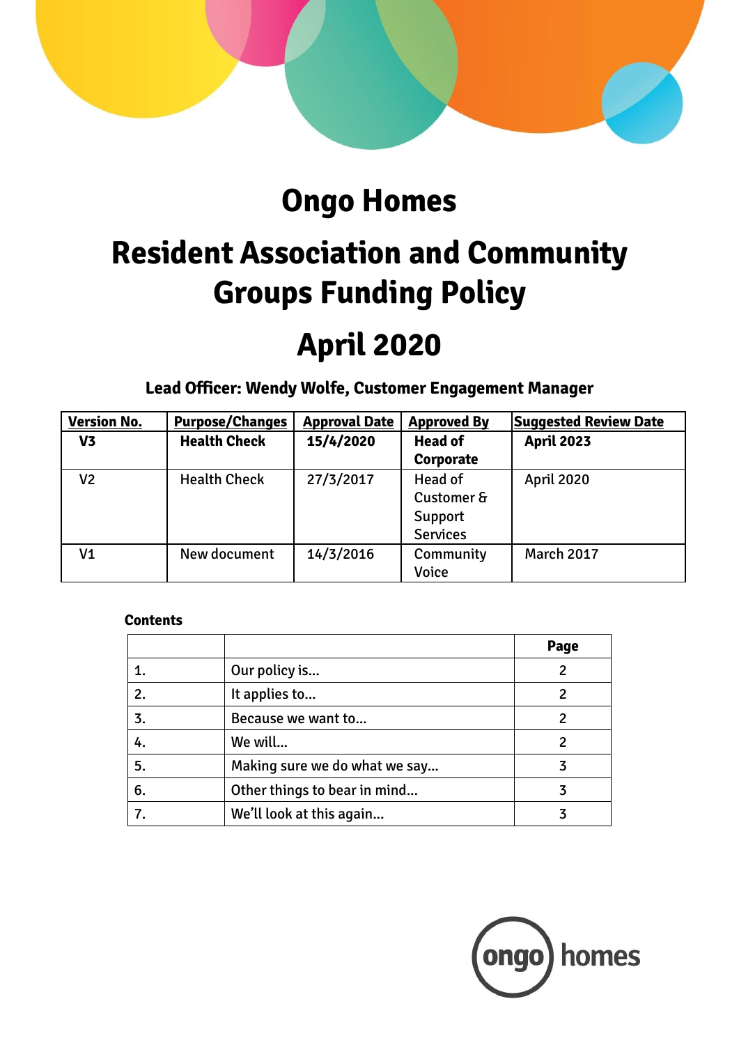# Ongo Homes

# Resident Association and Community Groups Funding Policy

# April 2020

**Lead Officer: Wendy Wolfe, Customer Engagement Manager**

| Version No. | Purpose/Changes | Approval Date | Approved By | Suggested Review Date |
|---|---|---|---|---|
| **V3** | **Health Check** | **15/4/2020** | **Head of Corporate** | **April 2023** |
| V2 | Health Check | 27/3/2017 | Head of Customer & Support Services | April 2020 |
| V1 | New document | 14/3/2016 | Community Voice | March 2017 |

**Contents**

| | | Page |
|---|---|---|
| 1. | Our policy is… | 2 |
| 2. | It applies to… | 2 |
| 3. | Because we want to… | 2 |
| 4. | We will… | 2 |
| 5. | Making sure we do what we say… | 3 |
| 6. | Other things to bear in mind… | 3 |
| 7. | We'll look at this again… | 3 |

ongo homes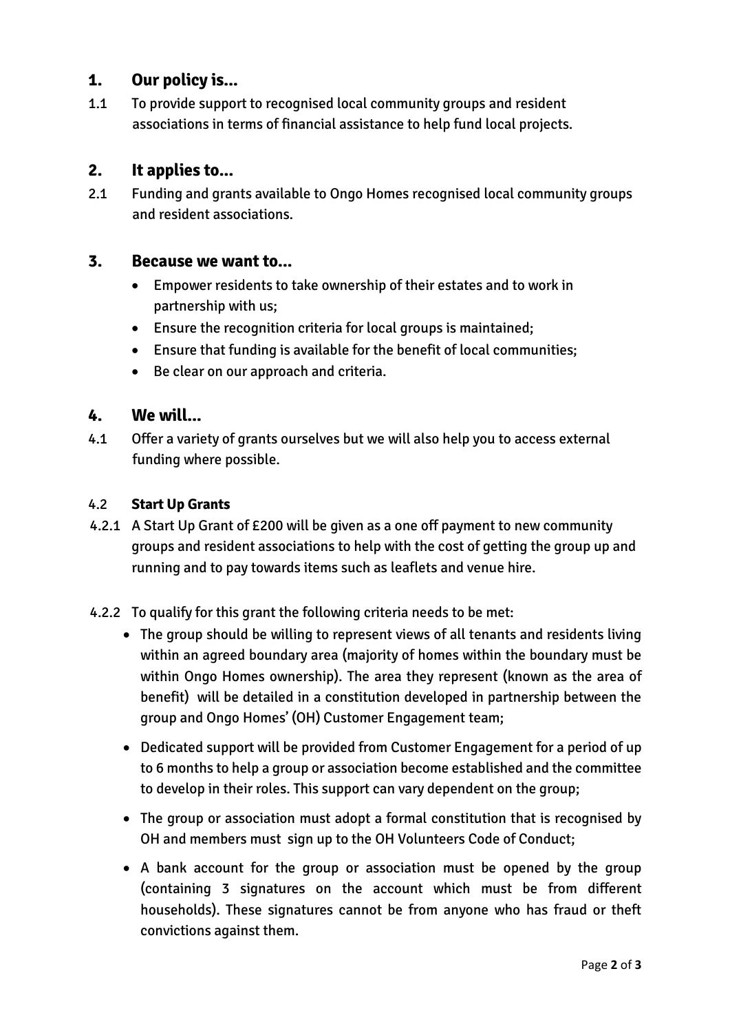## 1. Our policy is...

1.1 To provide support to recognised local community groups and resident associations in terms of financial assistance to help fund local projects.

## 2. It applies to...

2.1 Funding and grants available to Ongo Homes recognised local community groups and resident associations.

## 3. Because we want to...

- Empower residents to take ownership of their estates and to work in partnership with us;
- Ensure the recognition criteria for local groups is maintained;
- Ensure that funding is available for the benefit of local communities;
- Be clear on our approach and criteria.

## 4. We will...

4.1 Offer a variety of grants ourselves but we will also help you to access external funding where possible.

### 4.2 Start Up Grants

4.2.1 A Start Up Grant of £200 will be given as a one off payment to new community groups and resident associations to help with the cost of getting the group up and running and to pay towards items such as leaflets and venue hire.

4.2.2 To qualify for this grant the following criteria needs to be met:

- The group should be willing to represent views of all tenants and residents living within an agreed boundary area (majority of homes within the boundary must be within Ongo Homes ownership). The area they represent (known as the area of benefit) will be detailed in a constitution developed in partnership between the group and Ongo Homes' (OH) Customer Engagement team;
- Dedicated support will be provided from Customer Engagement for a period of up to 6 months to help a group or association become established and the committee to develop in their roles. This support can vary dependent on the group;
- The group or association must adopt a formal constitution that is recognised by OH and members must sign up to the OH Volunteers Code of Conduct;
- A bank account for the group or association must be opened by the group (containing 3 signatures on the account which must be from different households). These signatures cannot be from anyone who has fraud or theft convictions against them.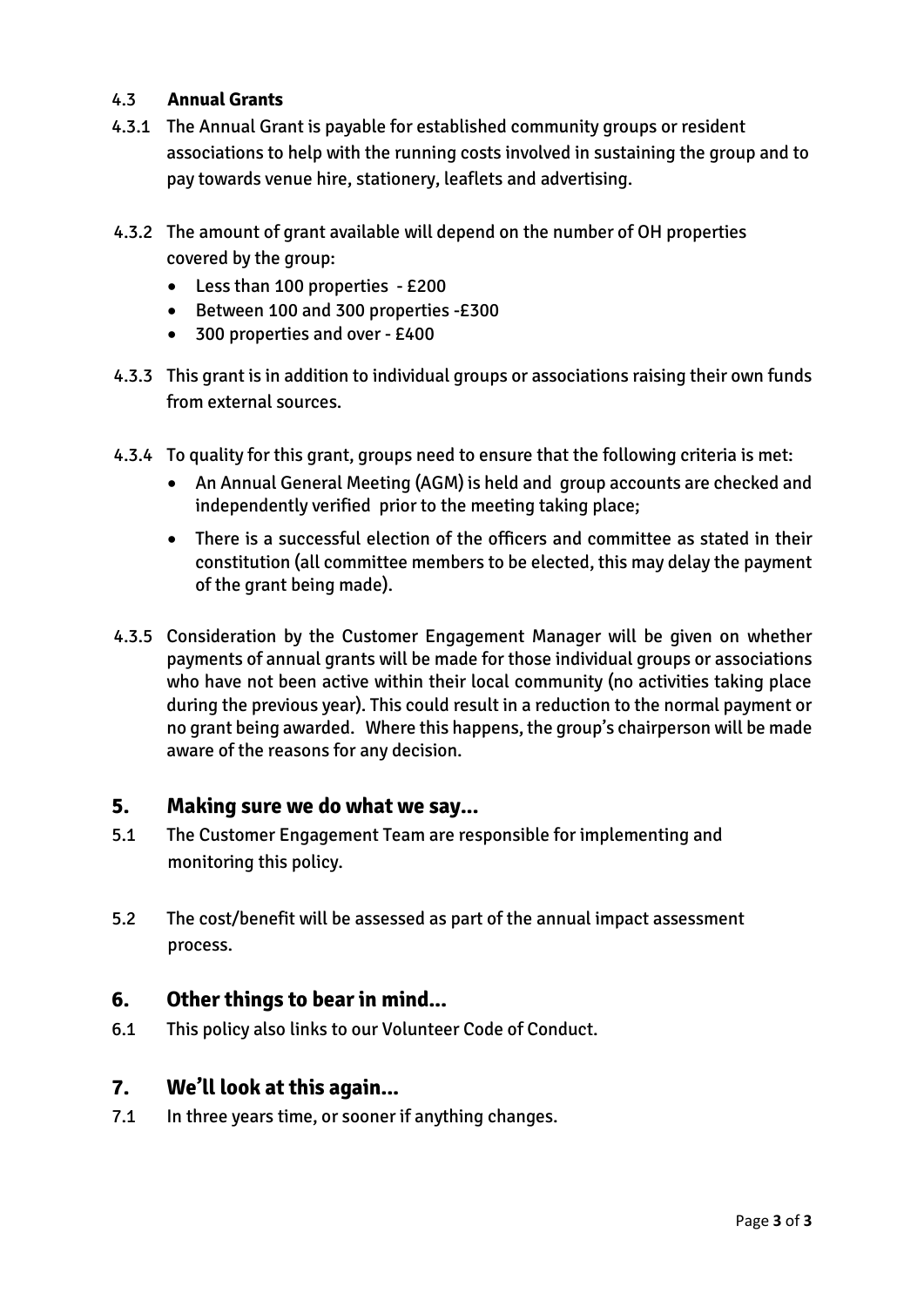### 4.3 Annual Grants

4.3.1 The Annual Grant is payable for established community groups or resident associations to help with the running costs involved in sustaining the group and to pay towards venue hire, stationery, leaflets and advertising.

4.3.2 The amount of grant available will depend on the number of OH properties covered by the group:

- Less than 100 properties - £200
- Between 100 and 300 properties -£300
- 300 properties and over - £400

4.3.3 This grant is in addition to individual groups or associations raising their own funds from external sources.

4.3.4 To quality for this grant, groups need to ensure that the following criteria is met:

- An Annual General Meeting (AGM) is held and group accounts are checked and independently verified prior to the meeting taking place;
- There is a successful election of the officers and committee as stated in their constitution (all committee members to be elected, this may delay the payment of the grant being made).

4.3.5 Consideration by the Customer Engagement Manager will be given on whether payments of annual grants will be made for those individual groups or associations who have not been active within their local community (no activities taking place during the previous year). This could result in a reduction to the normal payment or no grant being awarded. Where this happens, the group's chairperson will be made aware of the reasons for any decision.

## 5. Making sure we do what we say...

5.1 The Customer Engagement Team are responsible for implementing and monitoring this policy.

5.2 The cost/benefit will be assessed as part of the annual impact assessment process.

## 6. Other things to bear in mind...

6.1 This policy also links to our Volunteer Code of Conduct.

## 7. We'll look at this again...

7.1 In three years time, or sooner if anything changes.